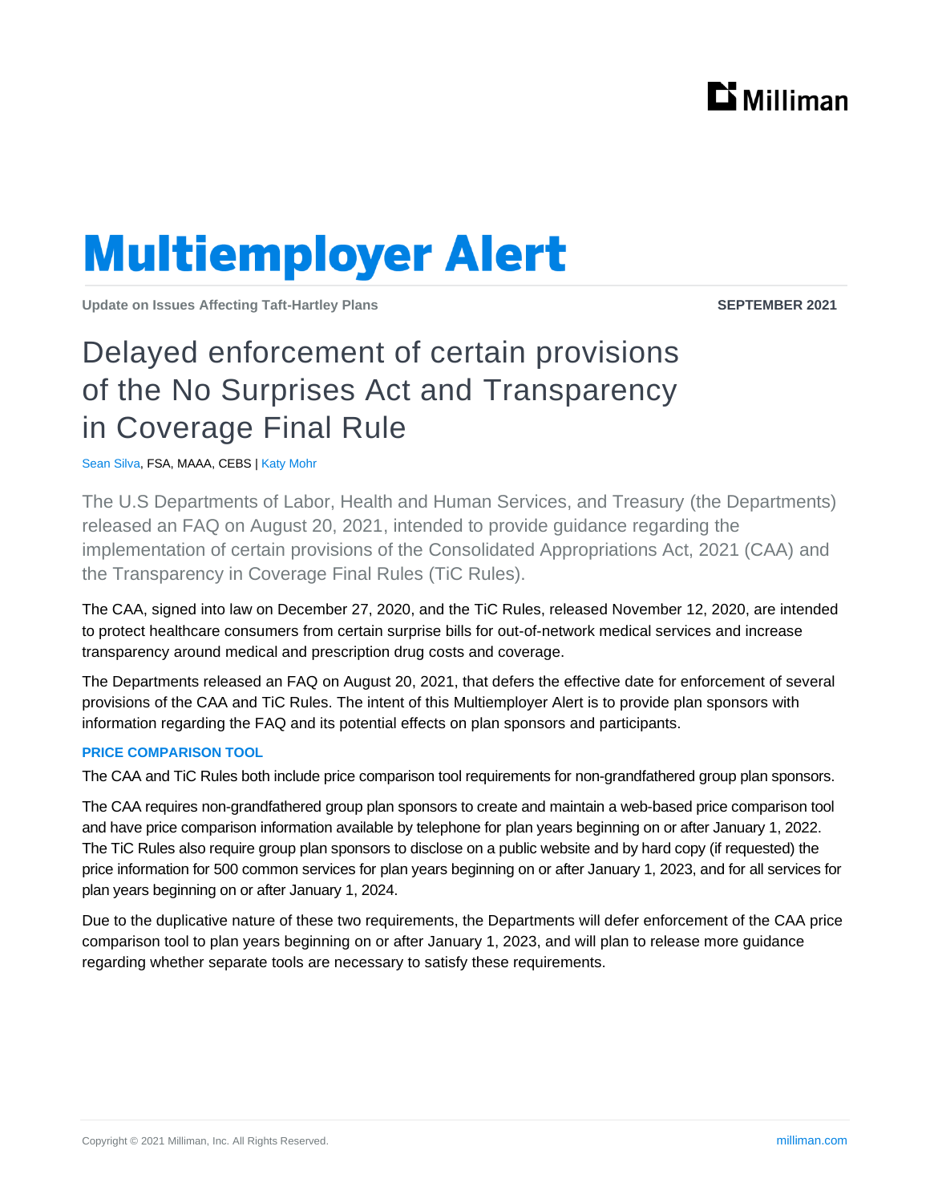# Multiemployer Alert

**Update on Issues Affecting Taft-Hartley Plans** | **SEPTEMBER 2021**

## Delayed enforcement of certain provisions of the No Surprises Act and Transparency in Coverage Final Rule

Sean Silva, FSA, MAAA, CEBS | Katy Mohr

The U.S Departments of Labor, Health and Human Services, and Treasury (the Departments) released an FAQ on August 20, 2021, intended to provide guidance regarding the implementation of certain provisions of the Consolidated Appropriations Act, 2021 (CAA) and the Transparency in Coverage Final Rules (TiC Rules).

The CAA, signed into law on December 27, 2020, and the TiC Rules, released November 12, 2020, are intended to protect healthcare consumers from certain surprise bills for out-of-network medical services and increase transparency around medical and prescription drug costs and coverage.

The Departments released an FAQ on August 20, 2021, that defers the effective date for enforcement of several provisions of the CAA and TiC Rules. The intent of this Multiemployer Alert is to provide plan sponsors with information regarding the FAQ and its potential effects on plan sponsors and participants.

### PRICE COMPARISON TOOL

The CAA and TiC Rules both include price comparison tool requirements for non-grandfathered group plan sponsors.

The CAA requires non-grandfathered group plan sponsors to create and maintain a web-based price comparison tool and have price comparison information available by telephone for plan years beginning on or after January 1, 2022. The TiC Rules also require group plan sponsors to disclose on a public website and by hard copy (if requested) the price information for 500 common services for plan years beginning on or after January 1, 2023, and for all services for plan years beginning on or after January 1, 2024.

Due to the duplicative nature of these two requirements, the Departments will defer enforcement of the CAA price comparison tool to plan years beginning on or after January 1, 2023, and will plan to release more guidance regarding whether separate tools are necessary to satisfy these requirements.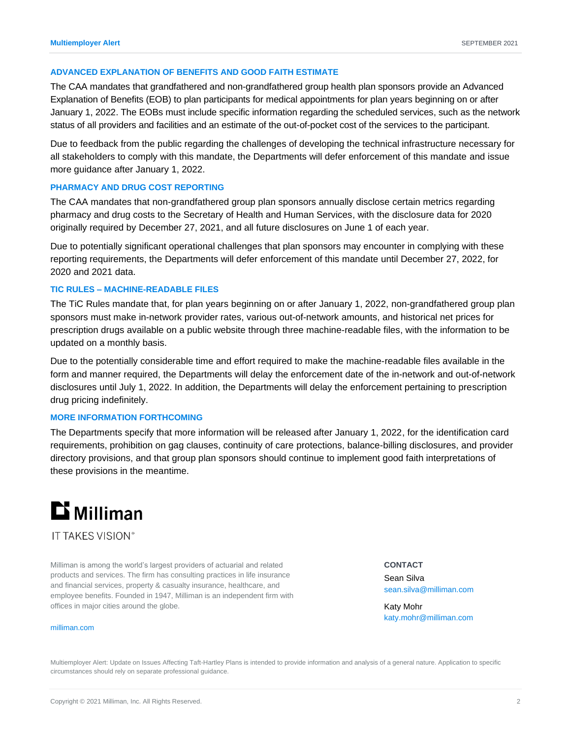## ADVANCED EXPLANATION OF BENEFITS AND GOOD FAITH ESTIMATE

The CAA mandates that grandfathered and non-grandfathered group health plan sponsors provide an Advanced Explanation of Benefits (EOB) to plan participants for medical appointments for plan years beginning on or after January 1, 2022. The EOBs must include specific information regarding the scheduled services, such as the network status of all providers and facilities and an estimate of the out-of-pocket cost of the services to the participant.

Due to feedback from the public regarding the challenges of developing the technical infrastructure necessary for all stakeholders to comply with this mandate, the Departments will defer enforcement of this mandate and issue more guidance after January 1, 2022.

## PHARMACY AND DRUG COST REPORTING

The CAA mandates that non-grandfathered group plan sponsors annually disclose certain metrics regarding pharmacy and drug costs to the Secretary of Health and Human Services, with the disclosure data for 2020 originally required by December 27, 2021, and all future disclosures on June 1 of each year.

Due to potentially significant operational challenges that plan sponsors may encounter in complying with these reporting requirements, the Departments will defer enforcement of this mandate until December 27, 2022, for 2020 and 2021 data.

## TIC RULES – MACHINE-READABLE FILES

The TiC Rules mandate that, for plan years beginning on or after January 1, 2022, non-grandfathered group plan sponsors must make in-network provider rates, various out-of-network amounts, and historical net prices for prescription drugs available on a public website through three machine-readable files, with the information to be updated on a monthly basis.

Due to the potentially considerable time and effort required to make the machine-readable files available in the form and manner required, the Departments will delay the enforcement date of the in-network and out-of-network disclosures until July 1, 2022. In addition, the Departments will delay the enforcement pertaining to prescription drug pricing indefinitely.

## MORE INFORMATION FORTHCOMING

The Departments specify that more information will be released after January 1, 2022, for the identification card requirements, prohibition on gag clauses, continuity of care protections, balance-billing disclosures, and provider directory provisions, and that group plan sponsors should continue to implement good faith interpretations of these provisions in the meantime.

**Milliman**

IT TAKES VISION®

Milliman is among the world's largest providers of actuarial and related products and services. The firm has consulting practices in life insurance and financial services, property & casualty insurance, healthcare, and employee benefits. Founded in 1947, Milliman is an independent firm with offices in major cities around the globe.

milliman.com

**CONTACT**

Sean Silva
sean.silva@milliman.com

Katy Mohr
katy.mohr@milliman.com

Multiemployer Alert: Update on Issues Affecting Taft-Hartley Plans is intended to provide information and analysis of a general nature. Application to specific circumstances should rely on separate professional guidance.

Copyright © 2021 Milliman, Inc. All Rights Reserved.